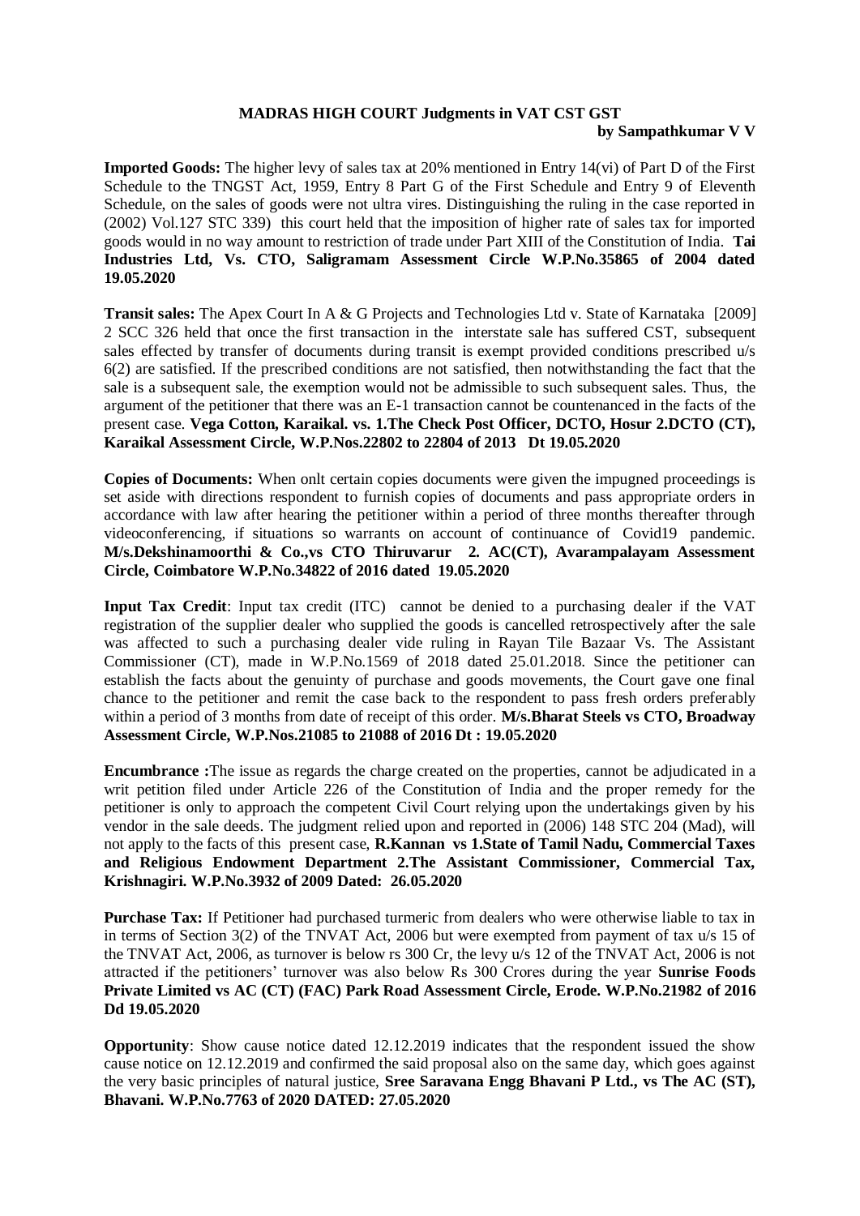**MADRAS HIGH COURT Judgments in VAT CST GST**
**by Sampathkumar V V**

**Imported Goods:** The higher levy of sales tax at 20% mentioned in Entry 14(vi) of Part D of the First Schedule to the TNGST Act, 1959, Entry 8 Part G of the First Schedule and Entry 9 of Eleventh Schedule, on the sales of goods were not ultra vires. Distinguishing the ruling in the case reported in (2002) Vol.127 STC 339) this court held that the imposition of higher rate of sales tax for imported goods would in no way amount to restriction of trade under Part XIII of the Constitution of India. **Tai Industries Ltd, Vs. CTO, Saligramam Assessment Circle W.P.No.35865 of 2004 dated 19.05.2020**

**Transit sales:** The Apex Court In A & G Projects and Technologies Ltd v. State of Karnataka [2009] 2 SCC 326 held that once the first transaction in the interstate sale has suffered CST, subsequent sales effected by transfer of documents during transit is exempt provided conditions prescribed u/s 6(2) are satisfied. If the prescribed conditions are not satisfied, then notwithstanding the fact that the sale is a subsequent sale, the exemption would not be admissible to such subsequent sales. Thus, the argument of the petitioner that there was an E-1 transaction cannot be countenanced in the facts of the present case. **Vega Cotton, Karaikal. vs. 1.The Check Post Officer, DCTO, Hosur 2.DCTO (CT), Karaikal Assessment Circle, W.P.Nos.22802 to 22804 of 2013 Dt 19.05.2020**

**Copies of Documents:** When onlt certain copies documents were given the impugned proceedings is set aside with directions respondent to furnish copies of documents and pass appropriate orders in accordance with law after hearing the petitioner within a period of three months thereafter through videoconferencing, if situations so warrants on account of continuance of Covid19 pandemic. **M/s.Dekshinamoorthi & Co.,vs CTO Thiruvarur 2. AC(CT), Avarampalayam Assessment Circle, Coimbatore W.P.No.34822 of 2016 dated 19.05.2020**

**Input Tax Credit**: Input tax credit (ITC) cannot be denied to a purchasing dealer if the VAT registration of the supplier dealer who supplied the goods is cancelled retrospectively after the sale was affected to such a purchasing dealer vide ruling in Rayan Tile Bazaar Vs. The Assistant Commissioner (CT), made in W.P.No.1569 of 2018 dated 25.01.2018. Since the petitioner can establish the facts about the genuinty of purchase and goods movements, the Court gave one final chance to the petitioner and remit the case back to the respondent to pass fresh orders preferably within a period of 3 months from date of receipt of this order. **M/s.Bharat Steels vs CTO, Broadway Assessment Circle, W.P.Nos.21085 to 21088 of 2016 Dt : 19.05.2020**

**Encumbrance :**The issue as regards the charge created on the properties, cannot be adjudicated in a writ petition filed under Article 226 of the Constitution of India and the proper remedy for the petitioner is only to approach the competent Civil Court relying upon the undertakings given by his vendor in the sale deeds. The judgment relied upon and reported in (2006) 148 STC 204 (Mad), will not apply to the facts of this present case, **R.Kannan vs 1.State of Tamil Nadu, Commercial Taxes and Religious Endowment Department 2.The Assistant Commissioner, Commercial Tax, Krishnagiri. W.P.No.3932 of 2009 Dated: 26.05.2020**

**Purchase Tax:** If Petitioner had purchased turmeric from dealers who were otherwise liable to tax in in terms of Section 3(2) of the TNVAT Act, 2006 but were exempted from payment of tax u/s 15 of the TNVAT Act, 2006, as turnover is below rs 300 Cr, the levy u/s 12 of the TNVAT Act, 2006 is not attracted if the petitioners' turnover was also below Rs 300 Crores during the year **Sunrise Foods Private Limited vs AC (CT) (FAC) Park Road Assessment Circle, Erode. W.P.No.21982 of 2016 Dd 19.05.2020**

**Opportunity**: Show cause notice dated 12.12.2019 indicates that the respondent issued the show cause notice on 12.12.2019 and confirmed the said proposal also on the same day, which goes against the very basic principles of natural justice, **Sree Saravana Engg Bhavani P Ltd., vs The AC (ST), Bhavani. W.P.No.7763 of 2020 DATED: 27.05.2020**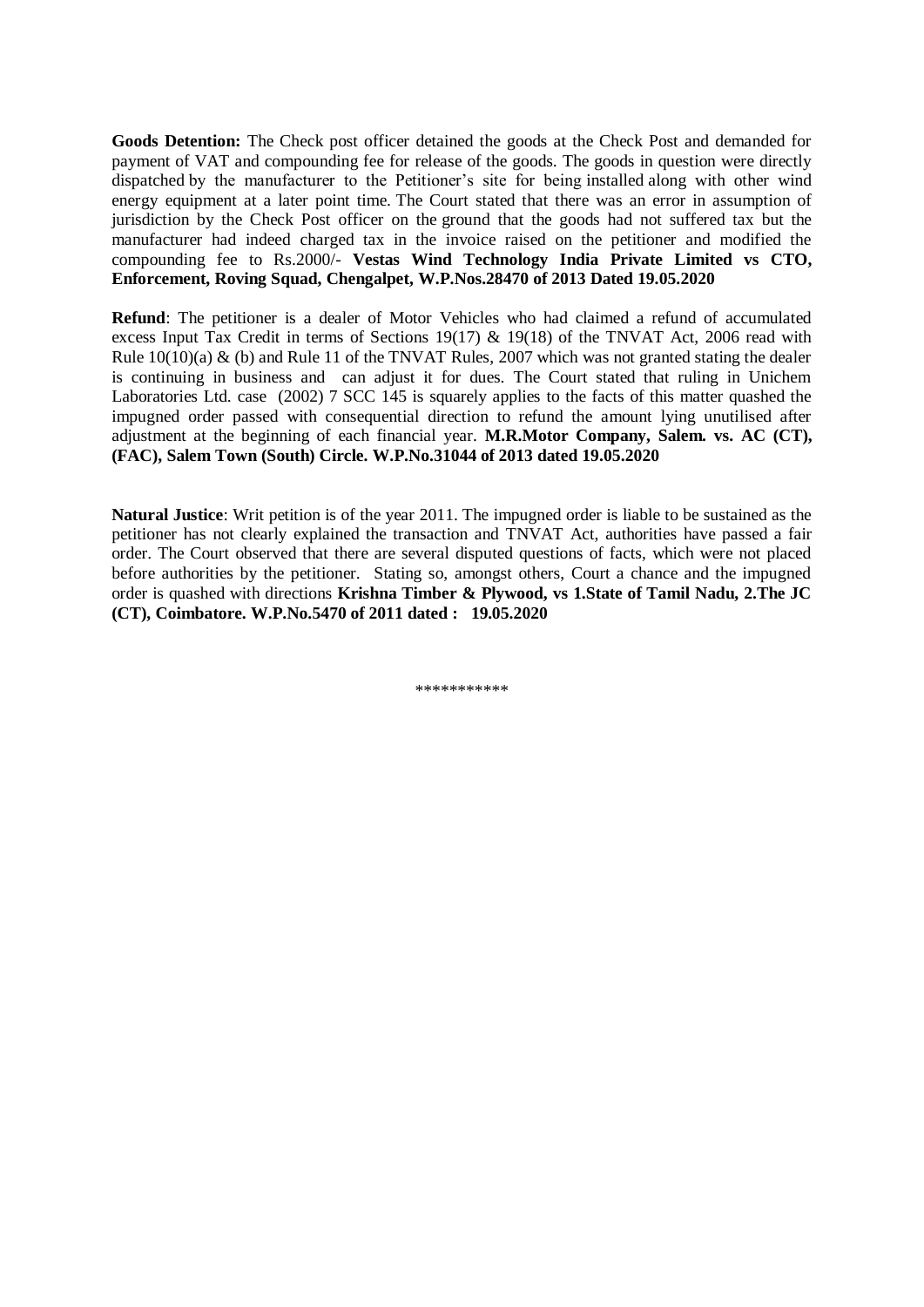**Goods Detention:** The Check post officer detained the goods at the Check Post and demanded for payment of VAT and compounding fee for release of the goods. The goods in question were directly dispatched by the manufacturer to the Petitioner's site for being installed along with other wind energy equipment at a later point time. The Court stated that there was an error in assumption of jurisdiction by the Check Post officer on the ground that the goods had not suffered tax but the manufacturer had indeed charged tax in the invoice raised on the petitioner and modified the compounding fee to Rs.2000/- **Vestas Wind Technology India Private Limited vs CTO, Enforcement, Roving Squad, Chengalpet, W.P.Nos.28470 of 2013 Dated 19.05.2020**

**Refund**: The petitioner is a dealer of Motor Vehicles who had claimed a refund of accumulated excess Input Tax Credit in terms of Sections 19(17) & 19(18) of the TNVAT Act, 2006 read with Rule 10(10)(a) & (b) and Rule 11 of the TNVAT Rules, 2007 which was not granted stating the dealer is continuing in business and can adjust it for dues. The Court stated that ruling in Unichem Laboratories Ltd. case (2002) 7 SCC 145 is squarely applies to the facts of this matter quashed the impugned order passed with consequential direction to refund the amount lying unutilised after adjustment at the beginning of each financial year. **M.R.Motor Company, Salem. vs. AC (CT), (FAC), Salem Town (South) Circle. W.P.No.31044 of 2013 dated 19.05.2020**

**Natural Justice**: Writ petition is of the year 2011. The impugned order is liable to be sustained as the petitioner has not clearly explained the transaction and TNVAT Act, authorities have passed a fair order. The Court observed that there are several disputed questions of facts, which were not placed before authorities by the petitioner. Stating so, amongst others, Court a chance and the impugned order is quashed with directions **Krishna Timber & Plywood, vs 1.State of Tamil Nadu, 2.The JC (CT), Coimbatore. W.P.No.5470 of 2011 dated : 19.05.2020**

***********